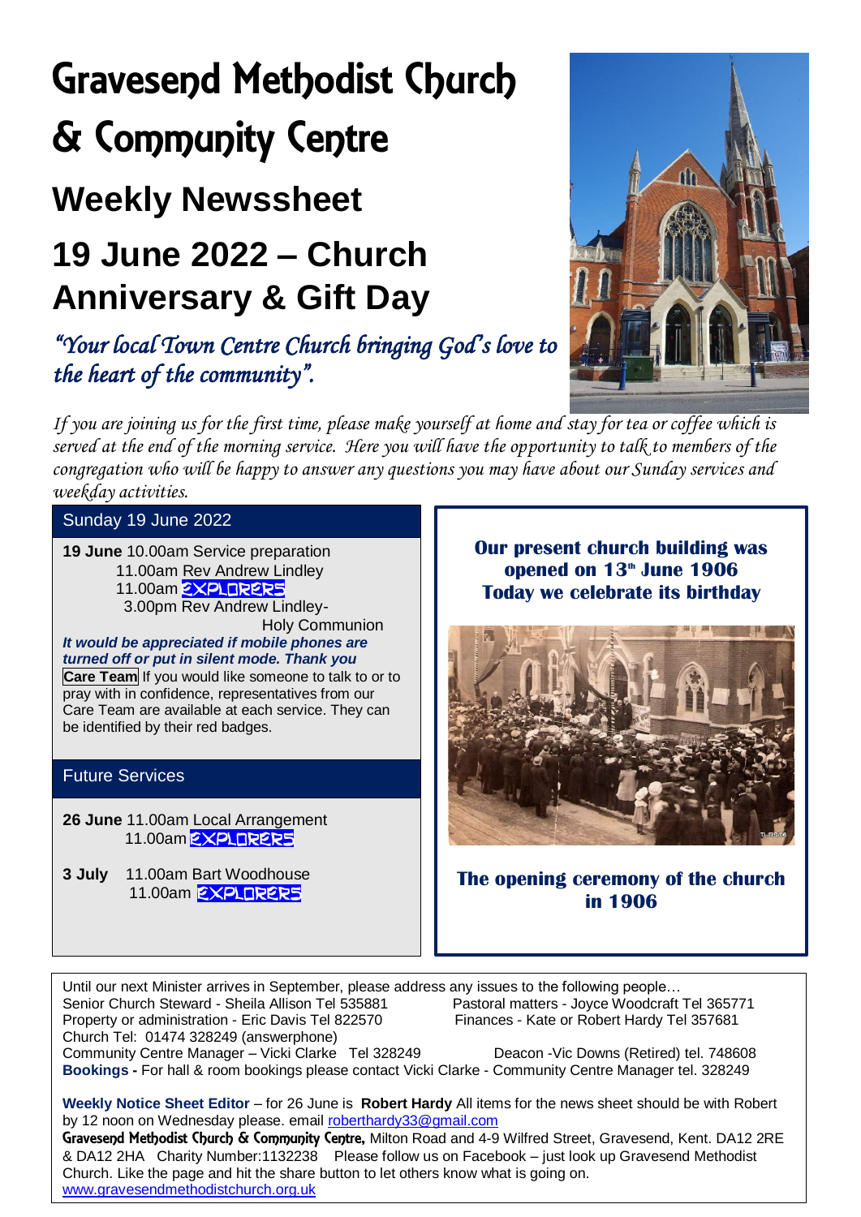# Gravesend Methodist Church & Community Centre

## Weekly Newssheet

## 19 June 2022 – Church Anniversary & Gift Day

*"Your local Town Centre Church bringing God's love to the heart of the community".*

*If you are joining us for the first time, please make yourself at home and stay for tea or coffee which is served at the end of the morning service. Here you will have the opportunity to talk to members of the congregation who will be happy to answer any questions you may have about our Sunday services and weekday activities.*

### Sunday 19 June 2022

**19 June** 10.00am Service preparation
11.00am Rev Andrew Lindley
11.00am EXPLORERS
3.00pm Rev Andrew Lindley- Holy Communion

***It would be appreciated if mobile phones are turned off or put in silent mode. Thank you***

**Care Team** If you would like someone to talk to or to pray with in confidence, representatives from our Care Team are available at each service. They can be identified by their red badges.

### Future Services

**26 June** 11.00am Local Arrangement
11.00am EXPLORERS

**3 July** 11.00am Bart Woodhouse
11.00am EXPLORERS

**Our present church building was opened on 13th June 1906**
**Today we celebrate its birthday**

**The opening ceremony of the church in 1906**

Until our next Minister arrives in September, please address any issues to the following people…
Senior Church Steward - Sheila Allison Tel 535881
Pastoral matters - Joyce Woodcraft Tel 365771
Property or administration - Eric Davis Tel 822570
Finances - Kate or Robert Hardy Tel 357681
Church Tel: 01474 328249 (answerphone)
Community Centre Manager – Vicki Clarke Tel 328249
Deacon -Vic Downs (Retired) tel. 748608
**Bookings -** For hall & room bookings please contact Vicki Clarke - Community Centre Manager tel. 328249

**Weekly Notice Sheet Editor** – for 26 June is **Robert Hardy** All items for the news sheet should be with Robert by 12 noon on Wednesday please. email roberthardy33@gmail.com
Gravesend Methodist Church & Community Centre, Milton Road and 4-9 Wilfred Street, Gravesend, Kent. DA12 2RE & DA12 2HA Charity Number:1132238 Please follow us on Facebook – just look up Gravesend Methodist Church. Like the page and hit the share button to let others know what is going on.
www.gravesendmethodistchurch.org.uk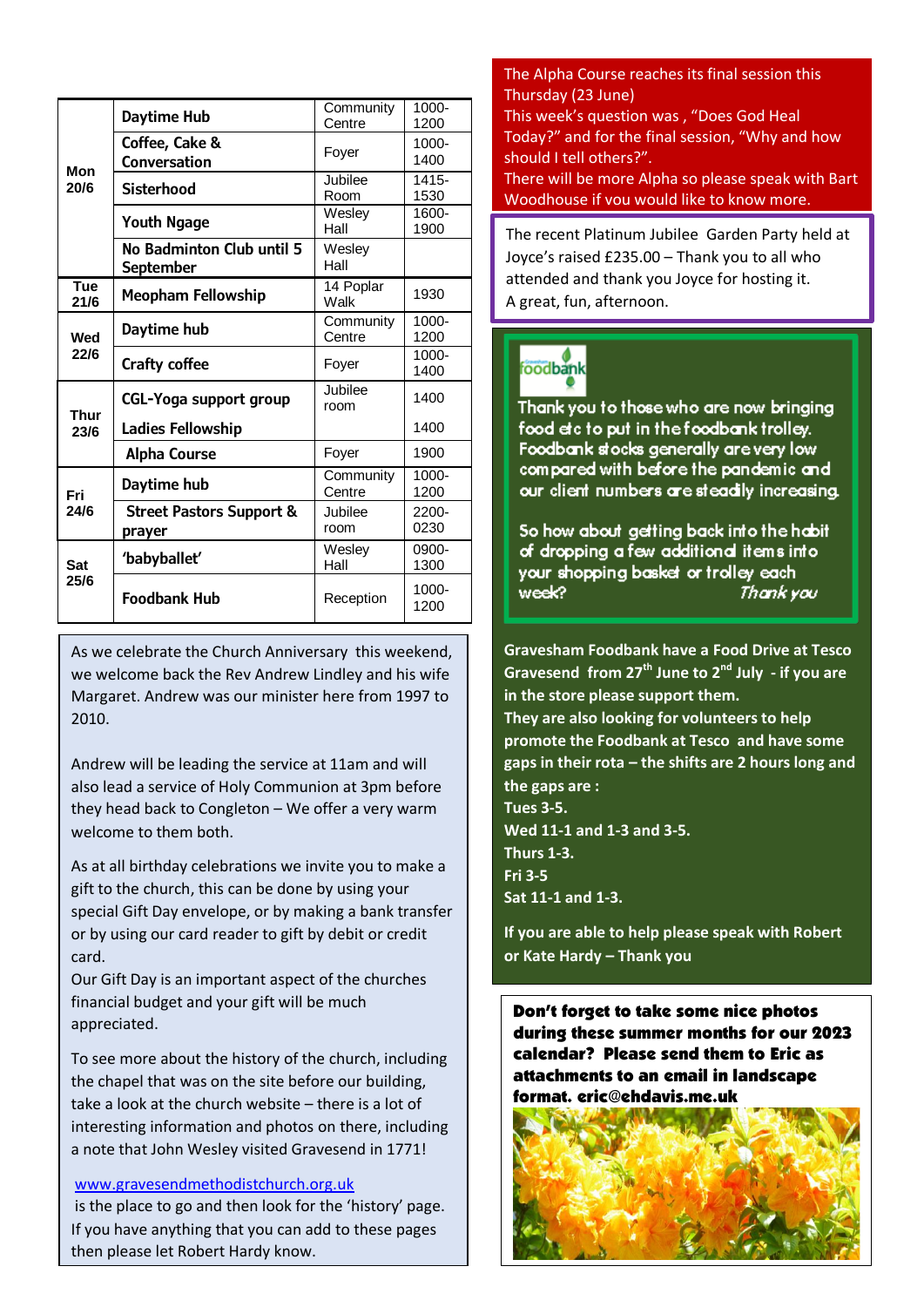| | | | |
|---|---|---|---|
| Mon 20/6 | Daytime Hub | Community Centre | 1000-1200 |
| | Coffee, Cake & Conversation | Foyer | 1000-1400 |
| | Sisterhood | Jubilee Room | 1415-1530 |
| | Youth Ngage | Wesley Hall | 1600-1900 |
| | No Badminton Club until 5 September | Wesley Hall | |
| Tue 21/6 | Meopham Fellowship | 14 Poplar Walk | 1930 |
| Wed 22/6 | Daytime hub | Community Centre | 1000-1200 |
| | Crafty coffee | Foyer | 1000-1400 |
| Thur 23/6 | CGL-Yoga support group | Jubilee room | 1400 |
| | Ladies Fellowship | | 1400 |
| | Alpha Course | Foyer | 1900 |
| Fri 24/6 | Daytime hub | Community Centre | 1000-1200 |
| | Street Pastors Support & prayer | Jubilee room | 2200-0230 |
| Sat 25/6 | 'babyballet' | Wesley Hall | 0900-1300 |
| | Foodbank Hub | Reception | 1000-1200 |

As we celebrate the Church Anniversary this weekend, we welcome back the Rev Andrew Lindley and his wife Margaret. Andrew was our minister here from 1997 to 2010.

Andrew will be leading the service at 11am and will also lead a service of Holy Communion at 3pm before they head back to Congleton – We offer a very warm welcome to them both.

As at all birthday celebrations we invite you to make a gift to the church, this can be done by using your special Gift Day envelope, or by making a bank transfer or by using our card reader to gift by debit or credit card.

Our Gift Day is an important aspect of the churches financial budget and your gift will be much appreciated.

To see more about the history of the church, including the chapel that was on the site before our building, take a look at the church website – there is a lot of interesting information and photos on there, including a note that John Wesley visited Gravesend in 1771!

www.gravesendmethodistchurch.org.uk is the place to go and then look for the 'history' page. If you have anything that you can add to these pages then please let Robert Hardy know.

The Alpha Course reaches its final session this Thursday (23 June)

This week's question was , "Does God Heal Today?" and for the final session, "Why and how should I tell others?".

There will be more Alpha so please speak with Bart Woodhouse if you would like to know more.

The recent Platinum Jubilee Garden Party held at Joyce's raised £235.00 – Thank you to all who attended and thank you Joyce for hosting it.

A great, fun, afternoon.

foodbank

Thank you to those who are now bringing food etc to put in the foodbank trolley. Foodbank stocks generally are very low compared with before the pandemic and our client numbers are steadily increasing.

So how about getting back into the habit of dropping a few additional items into your shopping basket or trolley each week? *Thank you*

**Gravesham Foodbank have a Food Drive at Tesco Gravesend from 27th June to 2nd July - if you are in the store please support them.**

**They are also looking for volunteers to help promote the Foodbank at Tesco and have some gaps in their rota – the shifts are 2 hours long and the gaps are :**

**Tues 3-5.**

**Wed 11-1 and 1-3 and 3-5.**

**Thurs 1-3.**

**Fri 3-5**

**Sat 11-1 and 1-3.**

**If you are able to help please speak with Robert or Kate Hardy – Thank you**

**Don't forget to take some nice photos during these summer months for our 2023 calendar? Please send them to Eric as attachments to an email in landscape format. eric@ehdavis.me.uk**